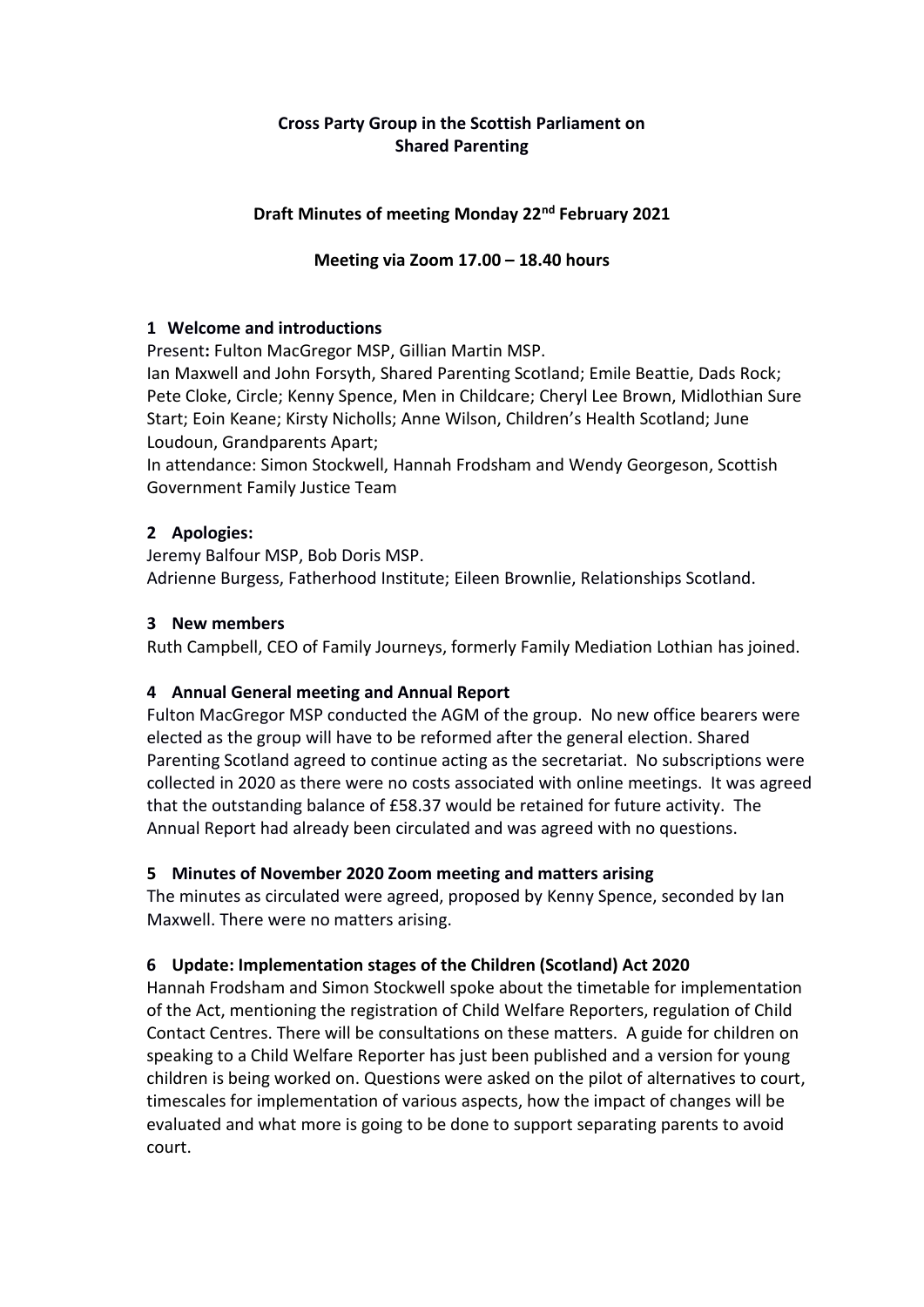**Cross Party Group in the Scottish Parliament on Shared Parenting**

**Draft Minutes of meeting Monday 22nd February 2021**

**Meeting via Zoom 17.00 – 18.40 hours**

**1 Welcome and introductions**

Present**:** Fulton MacGregor MSP, Gillian Martin MSP.
Ian Maxwell and John Forsyth, Shared Parenting Scotland; Emile Beattie, Dads Rock; Pete Cloke, Circle; Kenny Spence, Men in Childcare; Cheryl Lee Brown, Midlothian Sure Start; Eoin Keane; Kirsty Nicholls; Anne Wilson, Children's Health Scotland; June Loudoun, Grandparents Apart;
In attendance: Simon Stockwell, Hannah Frodsham and Wendy Georgeson, Scottish Government Family Justice Team

**2 Apologies:**

Jeremy Balfour MSP, Bob Doris MSP.
Adrienne Burgess, Fatherhood Institute; Eileen Brownlie, Relationships Scotland.

**3 New members**

Ruth Campbell, CEO of Family Journeys, formerly Family Mediation Lothian has joined.

**4 Annual General meeting and Annual Report**

Fulton MacGregor MSP conducted the AGM of the group. No new office bearers were elected as the group will have to be reformed after the general election. Shared Parenting Scotland agreed to continue acting as the secretariat. No subscriptions were collected in 2020 as there were no costs associated with online meetings. It was agreed that the outstanding balance of £58.37 would be retained for future activity. The Annual Report had already been circulated and was agreed with no questions.

**5 Minutes of November 2020 Zoom meeting and matters arising**

The minutes as circulated were agreed, proposed by Kenny Spence, seconded by Ian Maxwell. There were no matters arising.

**6 Update: Implementation stages of the Children (Scotland) Act 2020**

Hannah Frodsham and Simon Stockwell spoke about the timetable for implementation of the Act, mentioning the registration of Child Welfare Reporters, regulation of Child Contact Centres. There will be consultations on these matters. A guide for children on speaking to a Child Welfare Reporter has just been published and a version for young children is being worked on. Questions were asked on the pilot of alternatives to court, timescales for implementation of various aspects, how the impact of changes will be evaluated and what more is going to be done to support separating parents to avoid court.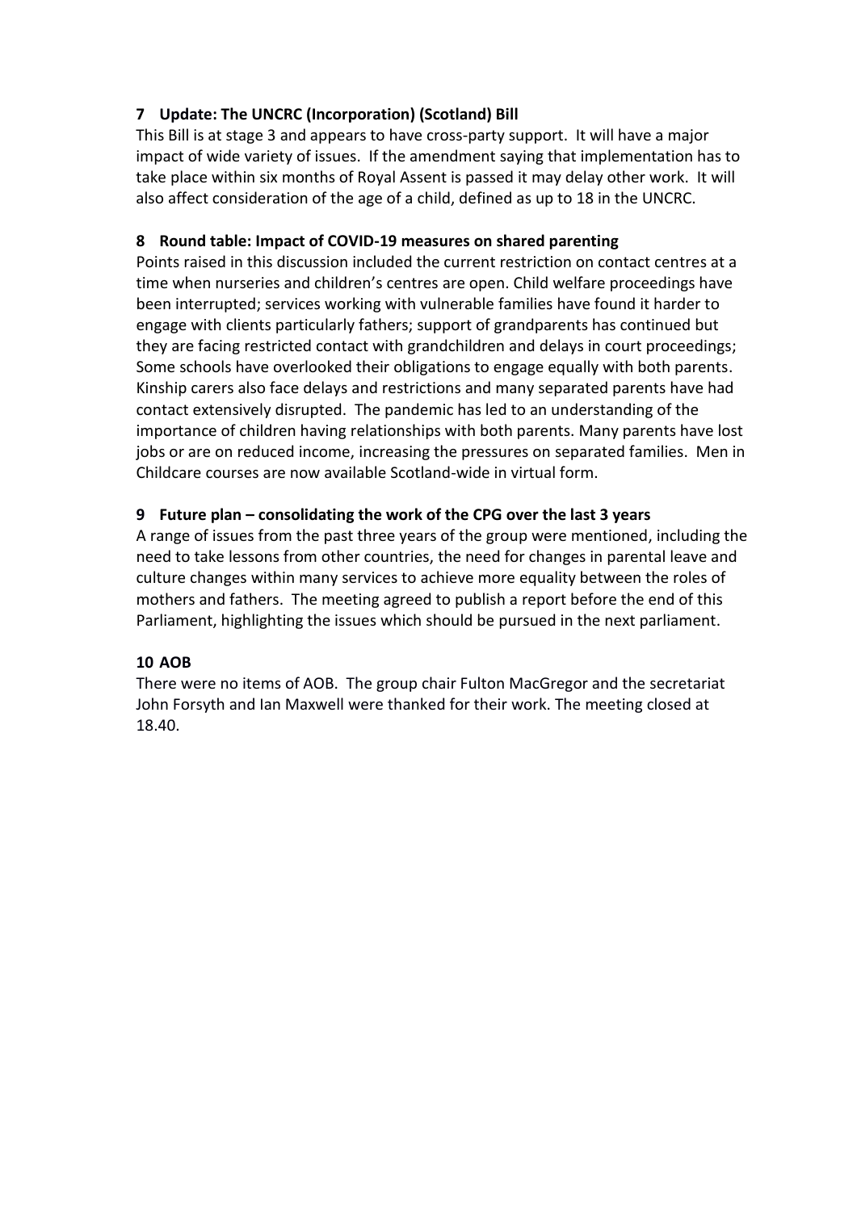### 7 Update: The UNCRC (Incorporation) (Scotland) Bill

This Bill is at stage 3 and appears to have cross-party support. It will have a major impact of wide variety of issues. If the amendment saying that implementation has to take place within six months of Royal Assent is passed it may delay other work. It will also affect consideration of the age of a child, defined as up to 18 in the UNCRC.

### 8 Round table: Impact of COVID-19 measures on shared parenting

Points raised in this discussion included the current restriction on contact centres at a time when nurseries and children's centres are open. Child welfare proceedings have been interrupted; services working with vulnerable families have found it harder to engage with clients particularly fathers; support of grandparents has continued but they are facing restricted contact with grandchildren and delays in court proceedings; Some schools have overlooked their obligations to engage equally with both parents. Kinship carers also face delays and restrictions and many separated parents have had contact extensively disrupted. The pandemic has led to an understanding of the importance of children having relationships with both parents. Many parents have lost jobs or are on reduced income, increasing the pressures on separated families. Men in Childcare courses are now available Scotland-wide in virtual form.

### 9 Future plan – consolidating the work of the CPG over the last 3 years

A range of issues from the past three years of the group were mentioned, including the need to take lessons from other countries, the need for changes in parental leave and culture changes within many services to achieve more equality between the roles of mothers and fathers. The meeting agreed to publish a report before the end of this Parliament, highlighting the issues which should be pursued in the next parliament.

### 10 AOB

There were no items of AOB. The group chair Fulton MacGregor and the secretariat John Forsyth and Ian Maxwell were thanked for their work. The meeting closed at 18.40.